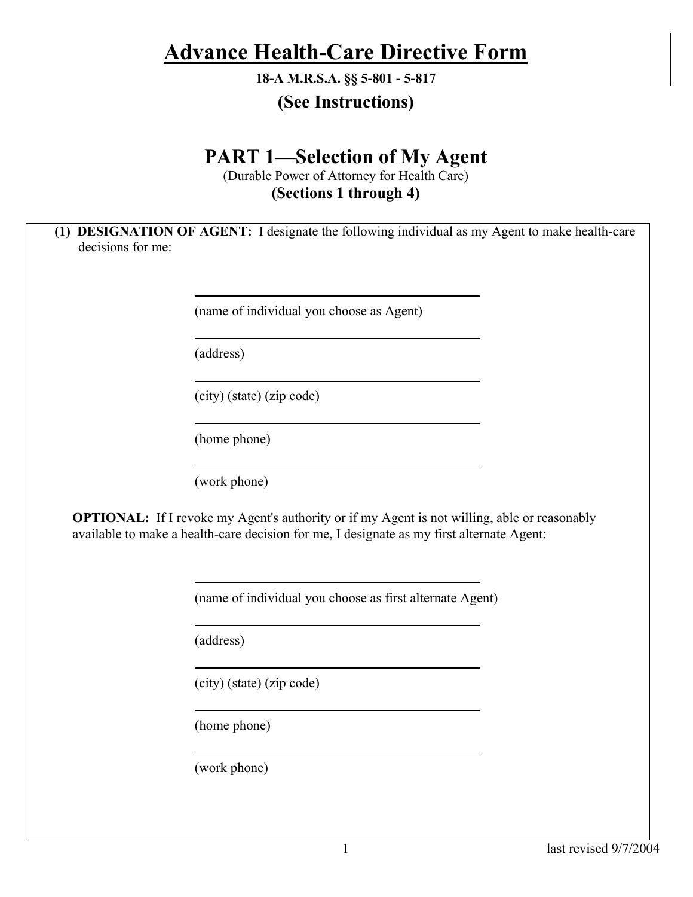# Advance Health-Care Directive Form

**18-A M.R.S.A. §§ 5-801 - 5-817**

**(See Instructions)**

## PART 1—Selection of My Agent

(Durable Power of Attorney for Health Care)

**(Sections 1 through 4)**

**(1) DESIGNATION OF AGENT:** I designate the following individual as my Agent to make health-care decisions for me:

______________________________

(name of individual you choose as Agent)

______________________________

(address)

______________________________

(city) (state) (zip code)

______________________________

(home phone)

______________________________

(work phone)

**OPTIONAL:** If I revoke my Agent's authority or if my Agent is not willing, able or reasonably available to make a health-care decision for me, I designate as my first alternate Agent:

______________________________

(name of individual you choose as first alternate Agent)

______________________________

(address)

______________________________

(city) (state) (zip code)

______________________________

(home phone)

______________________________

(work phone)

last revised 9/7/2004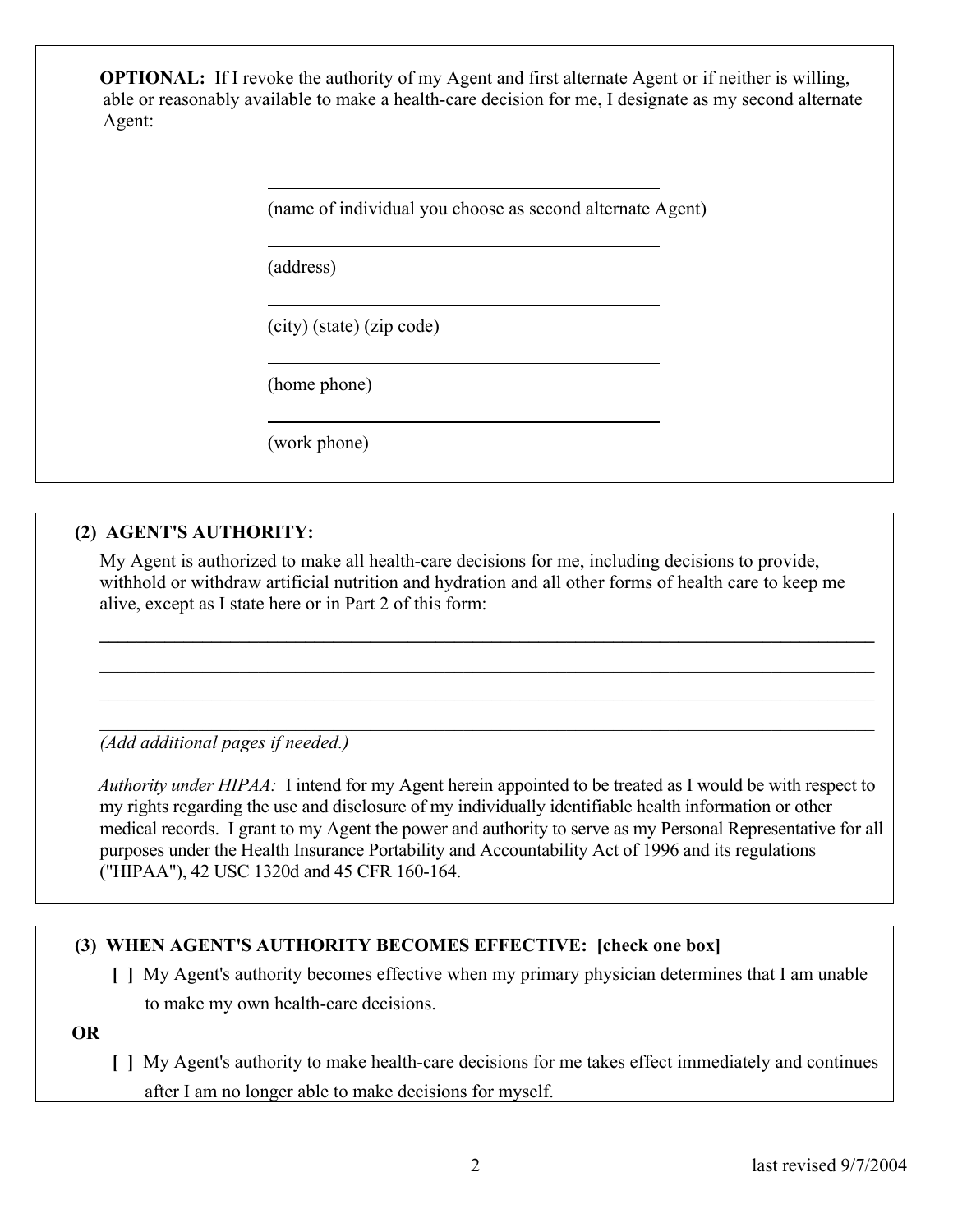**OPTIONAL:** If I revoke the authority of my Agent and first alternate Agent or if neither is willing, able or reasonably available to make a health-care decision for me, I designate as my second alternate Agent:

\_\_\_\_\_\_\_\_\_\_\_\_\_\_\_\_\_\_\_\_\_\_\_\_\_\_\_\_\_\_\_\_\_\_\_\_\_\_\_\_\_

(name of individual you choose as second alternate Agent)

\_\_\_\_\_\_\_\_\_\_\_\_\_\_\_\_\_\_\_\_\_\_\_\_\_\_\_\_\_\_\_\_\_\_\_\_\_\_\_\_\_

(address)

\_\_\_\_\_\_\_\_\_\_\_\_\_\_\_\_\_\_\_\_\_\_\_\_\_\_\_\_\_\_\_\_\_\_\_\_\_\_\_\_\_

(city) (state) (zip code)

\_\_\_\_\_\_\_\_\_\_\_\_\_\_\_\_\_\_\_\_\_\_\_\_\_\_\_\_\_\_\_\_\_\_\_\_\_\_\_\_\_

(home phone)

\_\_\_\_\_\_\_\_\_\_\_\_\_\_\_\_\_\_\_\_\_\_\_\_\_\_\_\_\_\_\_\_\_\_\_\_\_\_\_\_\_

(work phone)

**(2) AGENT'S AUTHORITY:**

My Agent is authorized to make all health-care decisions for me, including decisions to provide, withhold or withdraw artificial nutrition and hydration and all other forms of health care to keep me alive, except as I state here or in Part 2 of this form:

\_\_\_\_\_\_\_\_\_\_\_\_\_\_\_\_\_\_\_\_\_\_\_\_\_\_\_\_\_\_\_\_\_\_\_\_\_\_\_\_\_\_\_\_\_\_\_\_\_\_\_\_\_\_\_\_\_\_\_\_\_\_\_\_\_\_\_\_\_\_\_\_\_\_\_\_

\_\_\_\_\_\_\_\_\_\_\_\_\_\_\_\_\_\_\_\_\_\_\_\_\_\_\_\_\_\_\_\_\_\_\_\_\_\_\_\_\_\_\_\_\_\_\_\_\_\_\_\_\_\_\_\_\_\_\_\_\_\_\_\_\_\_\_\_\_\_\_\_\_\_\_\_

\_\_\_\_\_\_\_\_\_\_\_\_\_\_\_\_\_\_\_\_\_\_\_\_\_\_\_\_\_\_\_\_\_\_\_\_\_\_\_\_\_\_\_\_\_\_\_\_\_\_\_\_\_\_\_\_\_\_\_\_\_\_\_\_\_\_\_\_\_\_\_\_\_\_\_\_

\_\_\_\_\_\_\_\_\_\_\_\_\_\_\_\_\_\_\_\_\_\_\_\_\_\_\_\_\_\_\_\_\_\_\_\_\_\_\_\_\_\_\_\_\_\_\_\_\_\_\_\_\_\_\_\_\_\_\_\_\_\_\_\_\_\_\_\_\_\_\_\_\_\_\_\_

*(Add additional pages if needed.)*

*Authority under HIPAA:* I intend for my Agent herein appointed to be treated as I would be with respect to my rights regarding the use and disclosure of my individually identifiable health information or other medical records. I grant to my Agent the power and authority to serve as my Personal Representative for all purposes under the Health Insurance Portability and Accountability Act of 1996 and its regulations ("HIPAA"), 42 USC 1320d and 45 CFR 160-164.

**(3) WHEN AGENT'S AUTHORITY BECOMES EFFECTIVE: [check one box]**

**[ ]** My Agent's authority becomes effective when my primary physician determines that I am unable to make my own health-care decisions.

**OR**

**[ ]** My Agent's authority to make health-care decisions for me takes effect immediately and continues after I am no longer able to make decisions for myself.

last revised 9/7/2004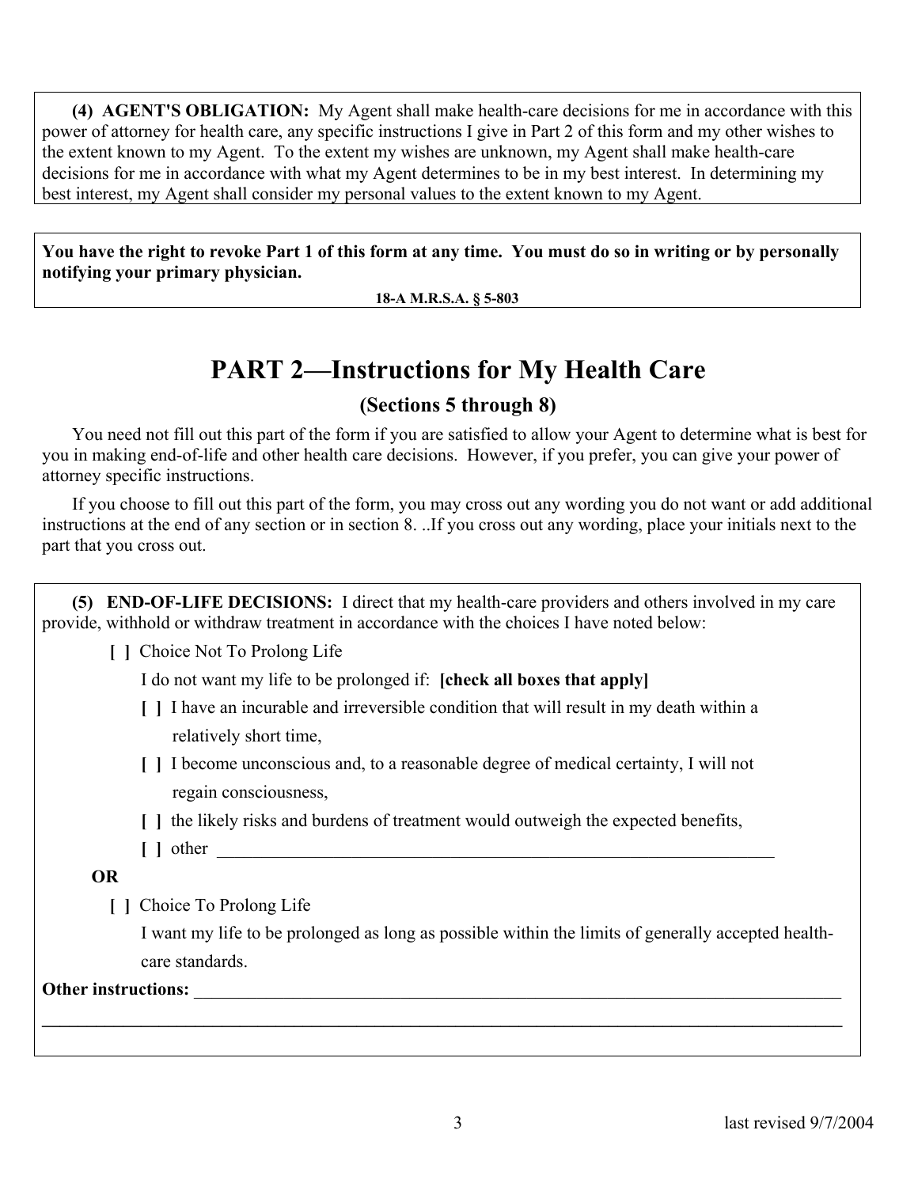**(4) AGENT'S OBLIGATION:** My Agent shall make health-care decisions for me in accordance with this power of attorney for health care, any specific instructions I give in Part 2 of this form and my other wishes to the extent known to my Agent. To the extent my wishes are unknown, my Agent shall make health-care decisions for me in accordance with what my Agent determines to be in my best interest. In determining my best interest, my Agent shall consider my personal values to the extent known to my Agent.

**You have the right to revoke Part 1 of this form at any time. You must do so in writing or by personally notifying your primary physician.**

**18-A M.R.S.A. § 5-803**

# PART 2—Instructions for My Health Care

## (Sections 5 through 8)

You need not fill out this part of the form if you are satisfied to allow your Agent to determine what is best for you in making end-of-life and other health care decisions. However, if you prefer, you can give your power of attorney specific instructions.

If you choose to fill out this part of the form, you may cross out any wording you do not want or add additional instructions at the end of any section or in section 8. ..If you cross out any wording, place your initials next to the part that you cross out.

**(5) END-OF-LIFE DECISIONS:** I direct that my health-care providers and others involved in my care provide, withhold or withdraw treatment in accordance with the choices I have noted below:

**[ ]** Choice Not To Prolong Life

I do not want my life to be prolonged if: **[check all boxes that apply]**

**[ ]** I have an incurable and irreversible condition that will result in my death within a relatively short time,

**[ ]** I become unconscious and, to a reasonable degree of medical certainty, I will not regain consciousness,

**[ ]** the likely risks and burdens of treatment would outweigh the expected benefits,

**[ ]** other ________________________________________________________________

**OR**

**[ ]** Choice To Prolong Life

I want my life to be prolonged as long as possible within the limits of generally accepted health-care standards.

**Other instructions:** ____________________________________________________________________

______________________________________________________________________________________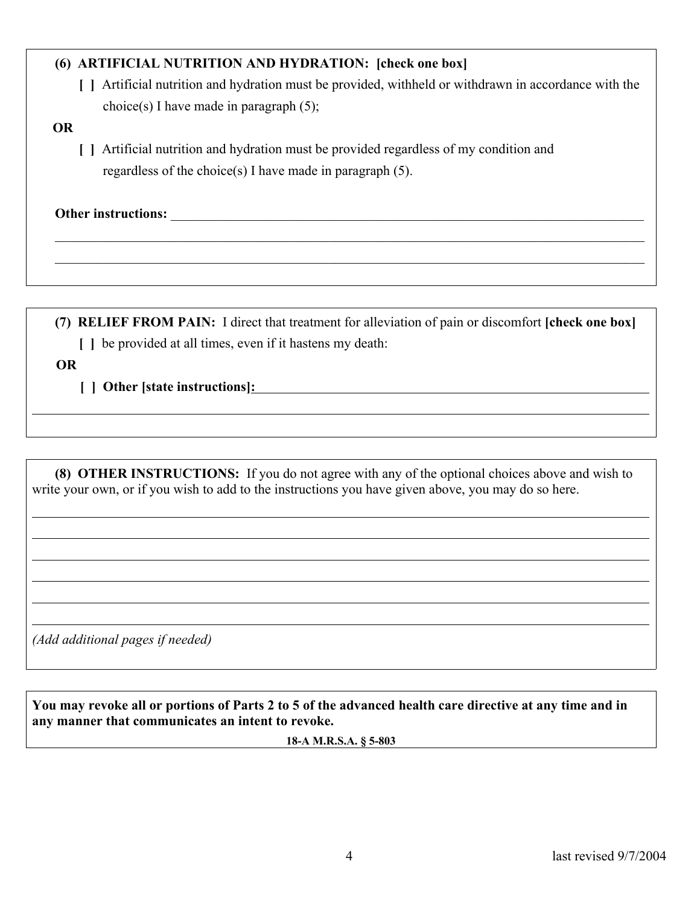**(6) ARTIFICIAL NUTRITION AND HYDRATION: [check one box]**

**[ ]** Artificial nutrition and hydration must be provided, withheld or withdrawn in accordance with the choice(s) I have made in paragraph (5);

**OR**

**[ ]** Artificial nutrition and hydration must be provided regardless of my condition and regardless of the choice(s) I have made in paragraph (5).

**Other instructions:** ________________________________________________________________

______________________________________________________________________________

______________________________________________________________________________

**(7) RELIEF FROM PAIN:** I direct that treatment for alleviation of pain or discomfort **[check one box]**

**[ ]** be provided at all times, even if it hastens my death:

**OR**

**[ ] Other [state instructions]:** ________________________________________________

______________________________________________________________________________

**(8) OTHER INSTRUCTIONS:** If you do not agree with any of the optional choices above and wish to write your own, or if you wish to add to the instructions you have given above, you may do so here.

______________________________________________________________________________

______________________________________________________________________________

______________________________________________________________________________

______________________________________________________________________________

______________________________________________________________________________

______________________________________________________________________________

*(Add additional pages if needed)*

**You may revoke all or portions of Parts 2 to 5 of the advanced health care directive at any time and in any manner that communicates an intent to revoke.**

**18-A M.R.S.A. § 5-803**

last revised 9/7/2004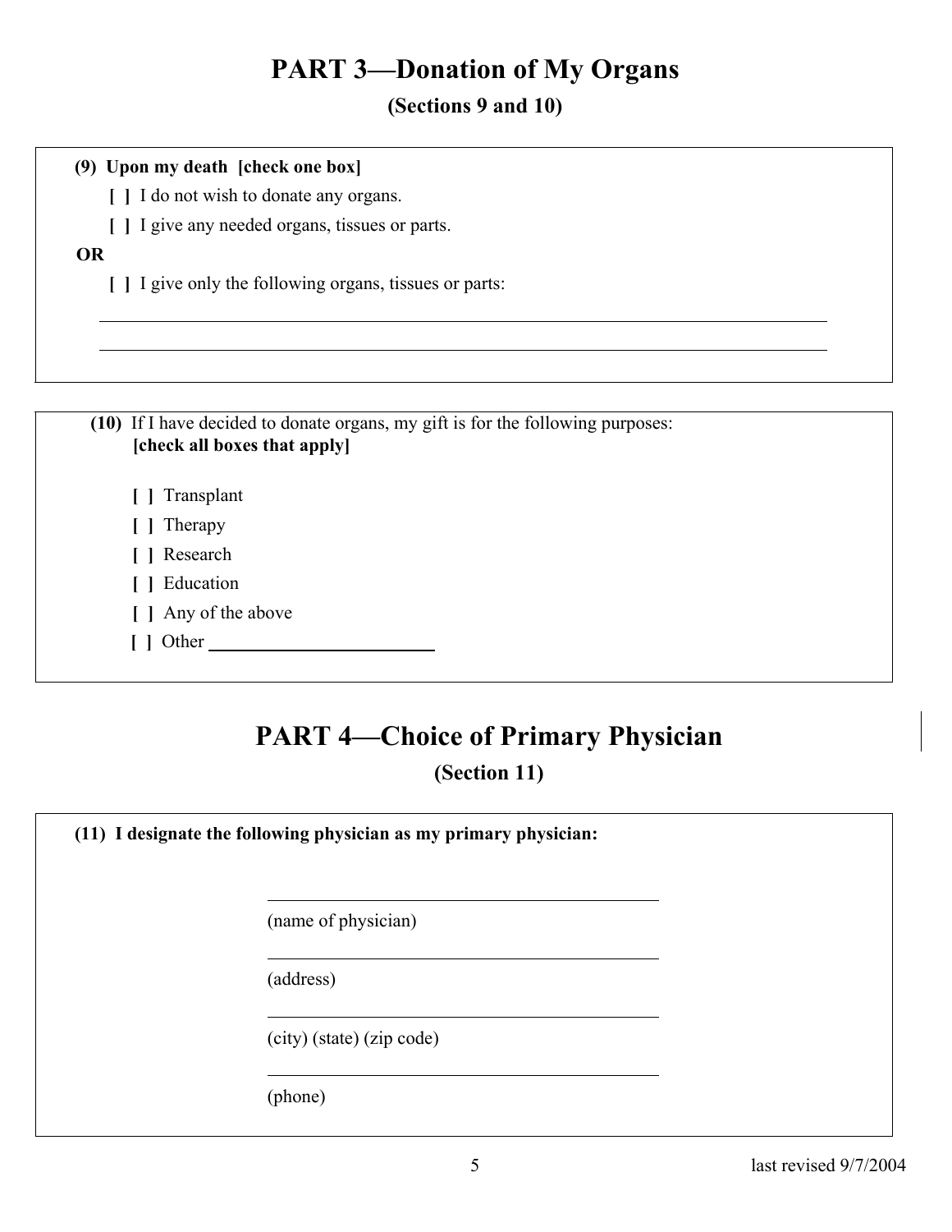# PART 3—Donation of My Organs

**(Sections 9 and 10)**

**(9) Upon my death [check one box]**

**[ ]** I do not wish to donate any organs.

**[ ]** I give any needed organs, tissues or parts.

**OR**

**[ ]** I give only the following organs, tissues or parts:

______________________________________________________________________________

______________________________________________________________________________

**(10)** If I have decided to donate organs, my gift is for the following purposes: **[check all boxes that apply]**

**[ ]** Transplant

**[ ]** Therapy

**[ ]** Research

**[ ]** Education

**[ ]** Any of the above

**[ ]** Other ________________________

# PART 4—Choice of Primary Physician

**(Section 11)**

**(11) I designate the following physician as my primary physician:**

________________________________________
(name of physician)

________________________________________
(address)

________________________________________
(city) (state) (zip code)

________________________________________
(phone)

last revised 9/7/2004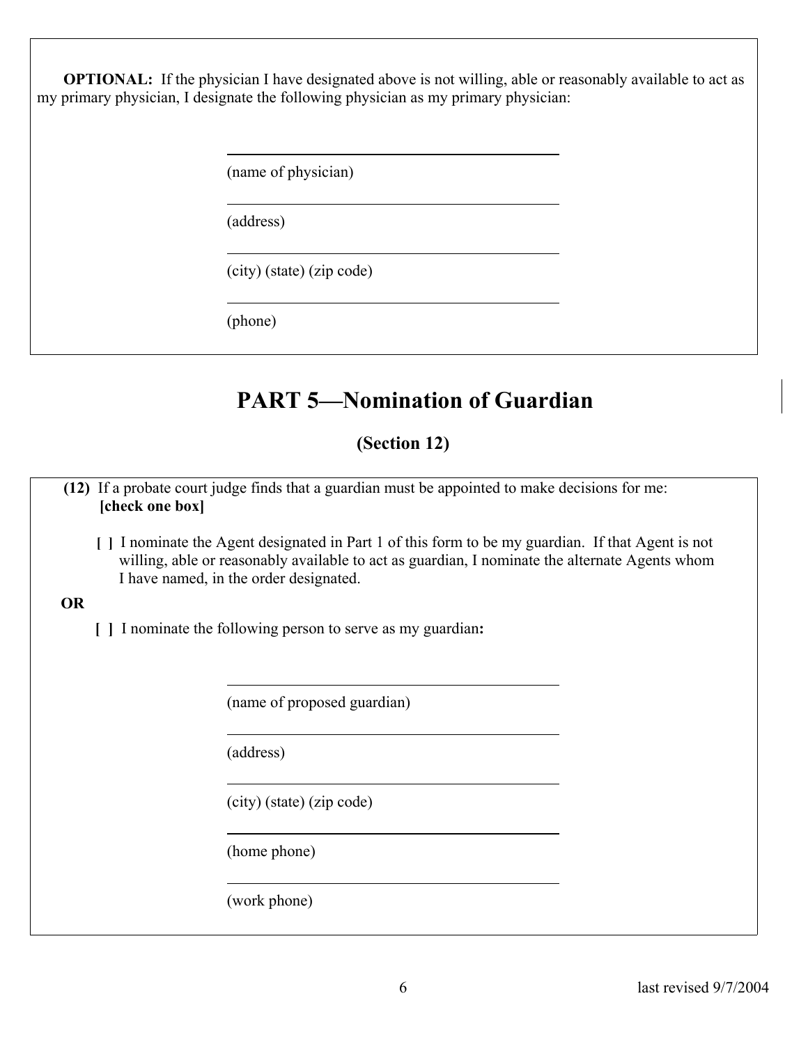**OPTIONAL:** If the physician I have designated above is not willing, able or reasonably available to act as my primary physician, I designate the following physician as my primary physician:

\_\_\_\_\_\_\_\_\_\_\_\_\_\_\_\_\_\_\_\_\_\_\_\_\_\_\_\_\_\_\_\_\_\_\_\_\_\_

(name of physician)

\_\_\_\_\_\_\_\_\_\_\_\_\_\_\_\_\_\_\_\_\_\_\_\_\_\_\_\_\_\_\_\_\_\_\_\_\_\_

(address)

\_\_\_\_\_\_\_\_\_\_\_\_\_\_\_\_\_\_\_\_\_\_\_\_\_\_\_\_\_\_\_\_\_\_\_\_\_\_

(city) (state) (zip code)

\_\_\_\_\_\_\_\_\_\_\_\_\_\_\_\_\_\_\_\_\_\_\_\_\_\_\_\_\_\_\_\_\_\_\_\_\_\_

(phone)

# PART 5—Nomination of Guardian

## (Section 12)

**(12)** If a probate court judge finds that a guardian must be appointed to make decisions for me: **[check one box]**

**[ ]** I nominate the Agent designated in Part 1 of this form to be my guardian. If that Agent is not willing, able or reasonably available to act as guardian, I nominate the alternate Agents whom I have named, in the order designated.

**OR**

**[ ]** I nominate the following person to serve as my guardian**:**

\_\_\_\_\_\_\_\_\_\_\_\_\_\_\_\_\_\_\_\_\_\_\_\_\_\_\_\_\_\_\_\_\_\_\_\_\_\_

(name of proposed guardian)

\_\_\_\_\_\_\_\_\_\_\_\_\_\_\_\_\_\_\_\_\_\_\_\_\_\_\_\_\_\_\_\_\_\_\_\_\_\_

(address)

\_\_\_\_\_\_\_\_\_\_\_\_\_\_\_\_\_\_\_\_\_\_\_\_\_\_\_\_\_\_\_\_\_\_\_\_\_\_

(city) (state) (zip code)

\_\_\_\_\_\_\_\_\_\_\_\_\_\_\_\_\_\_\_\_\_\_\_\_\_\_\_\_\_\_\_\_\_\_\_\_\_\_

(home phone)

\_\_\_\_\_\_\_\_\_\_\_\_\_\_\_\_\_\_\_\_\_\_\_\_\_\_\_\_\_\_\_\_\_\_\_\_\_\_

(work phone)

last revised 9/7/2004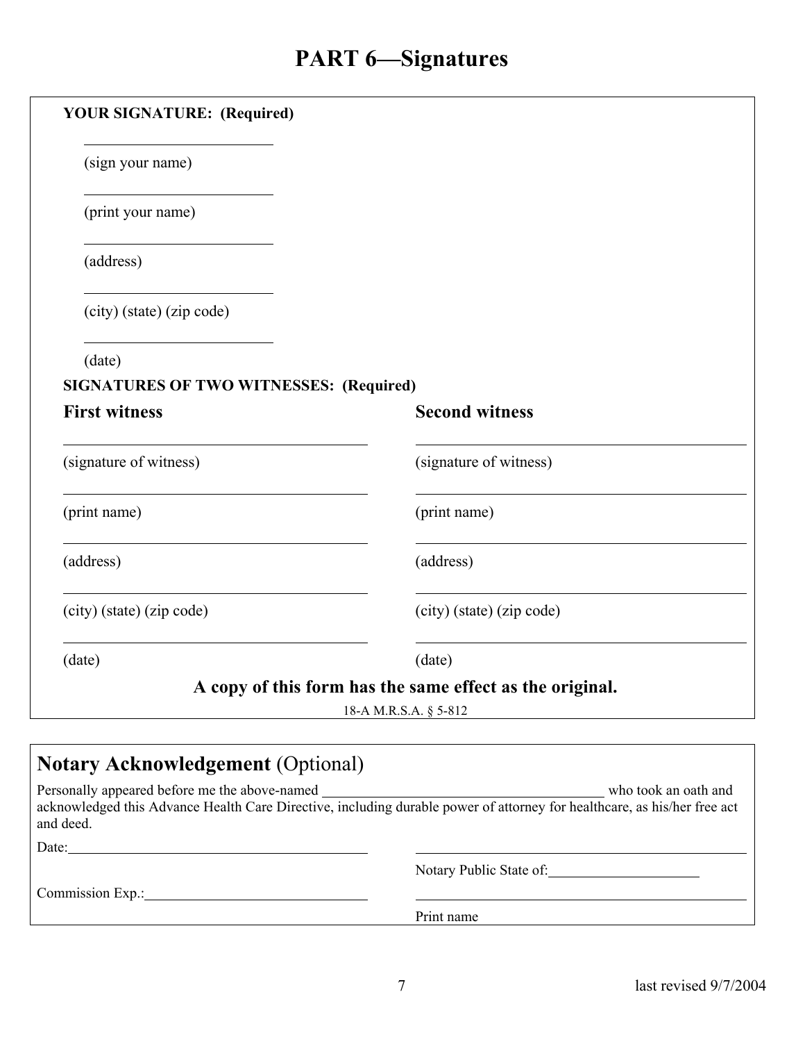# PART 6—Signatures

**YOUR SIGNATURE: (Required)**

\_\_\_\_\_\_\_\_\_\_\_\_\_\_\_\_\_\_\_\_\_\_\_\_

(sign your name)

\_\_\_\_\_\_\_\_\_\_\_\_\_\_\_\_\_\_\_\_\_\_\_\_

(print your name)

\_\_\_\_\_\_\_\_\_\_\_\_\_\_\_\_\_\_\_\_\_\_\_\_

(address)

\_\_\_\_\_\_\_\_\_\_\_\_\_\_\_\_\_\_\_\_\_\_\_\_

(city) (state) (zip code)

\_\_\_\_\_\_\_\_\_\_\_\_\_\_\_\_\_\_\_\_\_\_\_\_

(date)

**SIGNATURES OF TWO WITNESSES: (Required)**

| **First witness** | **Second witness** |
|---|---|
| (signature of witness) | (signature of witness) |
| (print name) | (print name) |
| (address) | (address) |
| (city) (state) (zip code) | (city) (state) (zip code) |
| (date) | (date) |

**A copy of this form has the same effect as the original.**

18-A M.R.S.A. § 5-812

## Notary Acknowledgement (Optional)

Personally appeared before me the above-named \_\_\_\_\_\_\_\_\_\_\_\_\_\_\_\_\_\_\_\_\_\_\_\_\_\_\_\_\_\_\_\_ who took an oath and acknowledged this Advance Health Care Directive, including durable power of attorney for healthcare, as his/her free act and deed.

Date:\_\_\_\_\_\_\_\_\_\_\_\_\_\_\_\_\_\_\_\_\_\_\_\_\_\_\_\_\_\_\_\_

\_\_\_\_\_\_\_\_\_\_\_\_\_\_\_\_\_\_\_\_\_\_\_\_\_\_\_\_\_\_\_\_

Notary Public State of:\_\_\_\_\_\_\_\_\_\_\_\_\_\_\_\_\_\_

Commission Exp.:\_\_\_\_\_\_\_\_\_\_\_\_\_\_\_\_\_\_\_\_\_\_\_\_

\_\_\_\_\_\_\_\_\_\_\_\_\_\_\_\_\_\_\_\_\_\_\_\_\_\_\_\_\_\_\_\_

Print name

last revised 9/7/2004